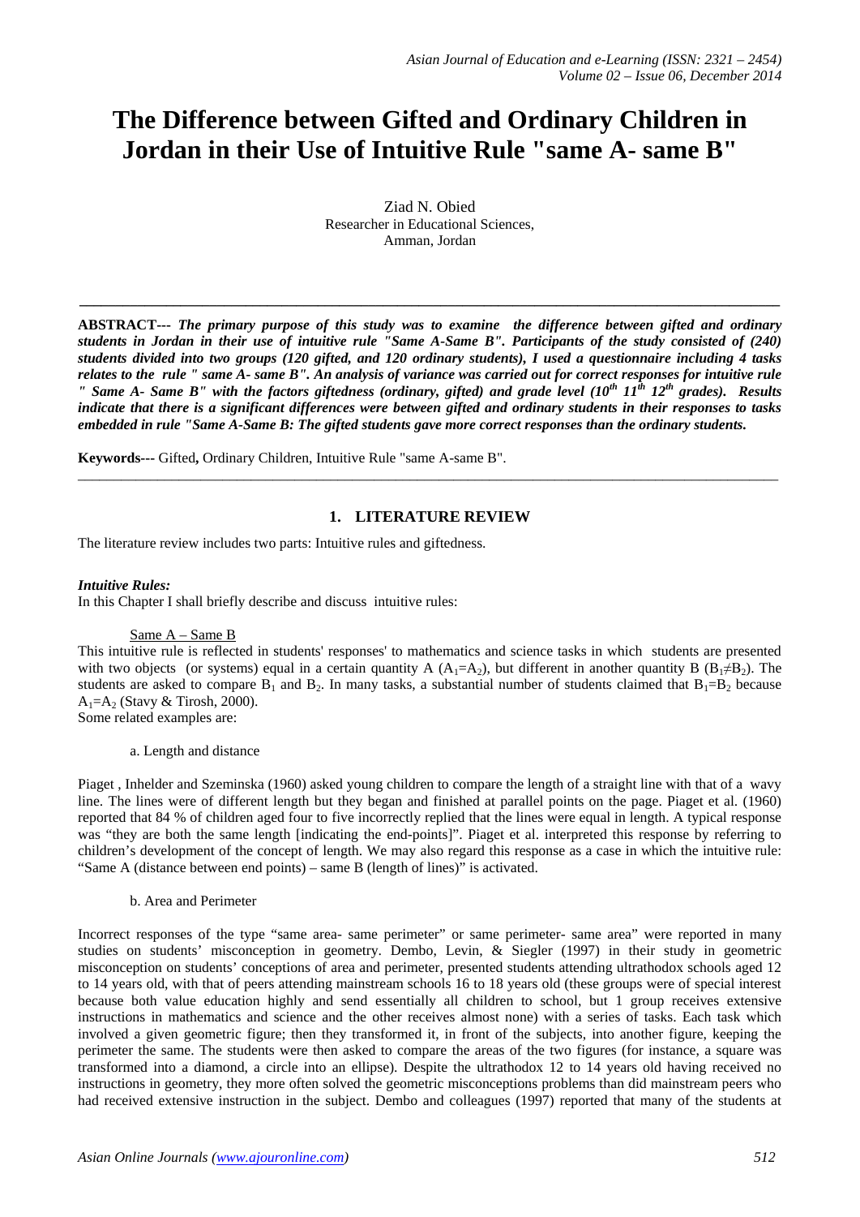# The Difference between Gifted and Ordinary Children in Jordan in their Use of Intuitive Rule "same A- same B"

Ziad N. Obied
Researcher in Educational Sciences,
Amman, Jordan

---

**ABSTRACT---** ***The primary purpose of this study was to examine the difference between gifted and ordinary students in Jordan in their use of intuitive rule "Same A-Same B". Participants of the study consisted of (240) students divided into two groups (120 gifted, and 120 ordinary students), I used a questionnaire including 4 tasks relates to the rule " same A- same B". An analysis of variance was carried out for correct responses for intuitive rule " Same A- Same B" with the factors giftedness (ordinary, gifted) and grade level ($10^{th}$ $11^{th}$ $12^{th}$ grades). Results indicate that there is a significant differences were between gifted and ordinary students in their responses to tasks embedded in rule "Same A-Same B: The gifted students gave more correct responses than the ordinary students.***

**Keywords---** Gifted**,** Ordinary Children, Intuitive Rule "same A-same B".

---

## 1. LITERATURE REVIEW

The literature review includes two parts: Intuitive rules and giftedness.

***Intuitive Rules:***

In this Chapter I shall briefly describe and discuss intuitive rules:

Same A – Same B

This intuitive rule is reflected in students' responses' to mathematics and science tasks in which students are presented with two objects (or systems) equal in a certain quantity A ($A_1=A_2$), but different in another quantity B ($B_1 \neq B_2$). The students are asked to compare $B_1$ and $B_2$. In many tasks, a substantial number of students claimed that $B_1=B_2$ because $A_1=A_2$ (Stavy & Tirosh, 2000).

Some related examples are:

a. Length and distance

Piaget , Inhelder and Szeminska (1960) asked young children to compare the length of a straight line with that of a wavy line. The lines were of different length but they began and finished at parallel points on the page. Piaget et al. (1960) reported that 84 % of children aged four to five incorrectly replied that the lines were equal in length. A typical response was "they are both the same length [indicating the end-points]". Piaget et al. interpreted this response by referring to children's development of the concept of length. We may also regard this response as a case in which the intuitive rule: "Same A (distance between end points) – same B (length of lines)" is activated.

b. Area and Perimeter

Incorrect responses of the type "same area- same perimeter" or same perimeter- same area" were reported in many studies on students' misconception in geometry. Dembo, Levin, & Siegler (1997) in their study in geometric misconception on students' conceptions of area and perimeter, presented students attending ultrathodox schools aged 12 to 14 years old, with that of peers attending mainstream schools 16 to 18 years old (these groups were of special interest because both value education highly and send essentially all children to school, but 1 group receives extensive instructions in mathematics and science and the other receives almost none) with a series of tasks. Each task which involved a given geometric figure; then they transformed it, in front of the subjects, into another figure, keeping the perimeter the same. The students were then asked to compare the areas of the two figures (for instance, a square was transformed into a diamond, a circle into an ellipse). Despite the ultrathodox 12 to 14 years old having received no instructions in geometry, they more often solved the geometric misconceptions problems than did mainstream peers who had received extensive instruction in the subject. Dembo and colleagues (1997) reported that many of the students at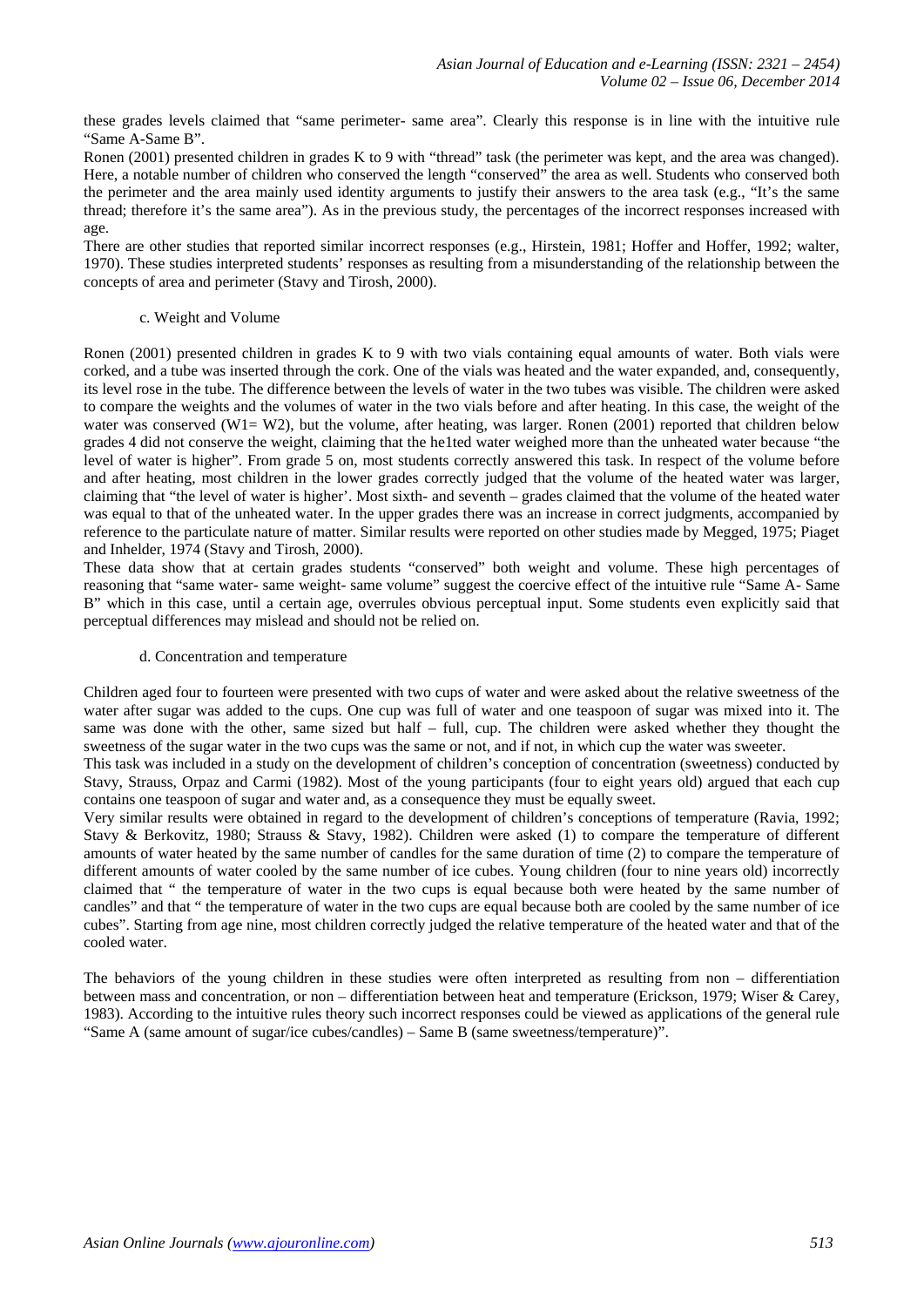these grades levels claimed that "same perimeter- same area". Clearly this response is in line with the intuitive rule "Same A-Same B".

Ronen (2001) presented children in grades K to 9 with "thread" task (the perimeter was kept, and the area was changed). Here, a notable number of children who conserved the length "conserved" the area as well. Students who conserved both the perimeter and the area mainly used identity arguments to justify their answers to the area task (e.g., "It's the same thread; therefore it's the same area"). As in the previous study, the percentages of the incorrect responses increased with age.

There are other studies that reported similar incorrect responses (e.g., Hirstein, 1981; Hoffer and Hoffer, 1992; walter, 1970). These studies interpreted students' responses as resulting from a misunderstanding of the relationship between the concepts of area and perimeter (Stavy and Tirosh, 2000).

c. Weight and Volume

Ronen (2001) presented children in grades K to 9 with two vials containing equal amounts of water. Both vials were corked, and a tube was inserted through the cork. One of the vials was heated and the water expanded, and, consequently, its level rose in the tube. The difference between the levels of water in the two tubes was visible. The children were asked to compare the weights and the volumes of water in the two vials before and after heating. In this case, the weight of the water was conserved (W1= W2), but the volume, after heating, was larger. Ronen (2001) reported that children below grades 4 did not conserve the weight, claiming that the he1ted water weighed more than the unheated water because "the level of water is higher". From grade 5 on, most students correctly answered this task. In respect of the volume before and after heating, most children in the lower grades correctly judged that the volume of the heated water was larger, claiming that "the level of water is higher'. Most sixth- and seventh – grades claimed that the volume of the heated water was equal to that of the unheated water. In the upper grades there was an increase in correct judgments, accompanied by reference to the particulate nature of matter. Similar results were reported on other studies made by Megged, 1975; Piaget and Inhelder, 1974 (Stavy and Tirosh, 2000).

These data show that at certain grades students "conserved" both weight and volume. These high percentages of reasoning that "same water- same weight- same volume" suggest the coercive effect of the intuitive rule "Same A- Same B" which in this case, until a certain age, overrules obvious perceptual input. Some students even explicitly said that perceptual differences may mislead and should not be relied on.

d. Concentration and temperature

Children aged four to fourteen were presented with two cups of water and were asked about the relative sweetness of the water after sugar was added to the cups. One cup was full of water and one teaspoon of sugar was mixed into it. The same was done with the other, same sized but half – full, cup. The children were asked whether they thought the sweetness of the sugar water in the two cups was the same or not, and if not, in which cup the water was sweeter.

This task was included in a study on the development of children's conception of concentration (sweetness) conducted by Stavy, Strauss, Orpaz and Carmi (1982). Most of the young participants (four to eight years old) argued that each cup contains one teaspoon of sugar and water and, as a consequence they must be equally sweet.

Very similar results were obtained in regard to the development of children's conceptions of temperature (Ravia, 1992; Stavy & Berkovitz, 1980; Strauss & Stavy, 1982). Children were asked (1) to compare the temperature of different amounts of water heated by the same number of candles for the same duration of time (2) to compare the temperature of different amounts of water cooled by the same number of ice cubes. Young children (four to nine years old) incorrectly claimed that " the temperature of water in the two cups is equal because both were heated by the same number of candles" and that " the temperature of water in the two cups are equal because both are cooled by the same number of ice cubes". Starting from age nine, most children correctly judged the relative temperature of the heated water and that of the cooled water.

The behaviors of the young children in these studies were often interpreted as resulting from non – differentiation between mass and concentration, or non – differentiation between heat and temperature (Erickson, 1979; Wiser & Carey, 1983). According to the intuitive rules theory such incorrect responses could be viewed as applications of the general rule "Same A (same amount of sugar/ice cubes/candles) – Same B (same sweetness/temperature)".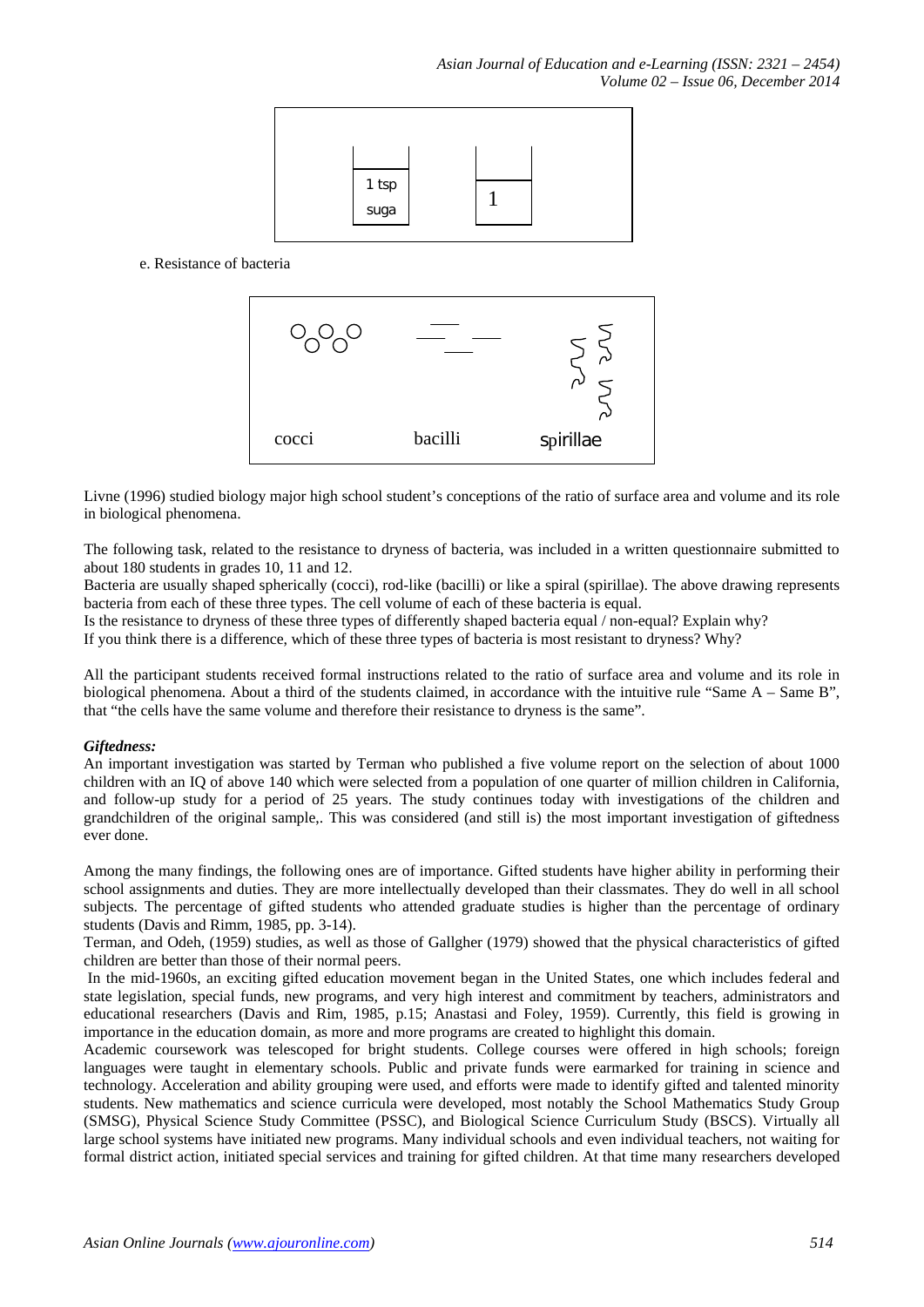1 tsp
suga

1

e. Resistance of bacteria

cocci

bacilli

spirillae

Livne (1996) studied biology major high school student's conceptions of the ratio of surface area and volume and its role in biological phenomena.

The following task, related to the resistance to dryness of bacteria, was included in a written questionnaire submitted to about 180 students in grades 10, 11 and 12.

Bacteria are usually shaped spherically (cocci), rod-like (bacilli) or like a spiral (spirillae). The above drawing represents bacteria from each of these three types. The cell volume of each of these bacteria is equal.

Is the resistance to dryness of these three types of differently shaped bacteria equal / non-equal? Explain why?

If you think there is a difference, which of these three types of bacteria is most resistant to dryness? Why?

All the participant students received formal instructions related to the ratio of surface area and volume and its role in biological phenomena. About a third of the students claimed, in accordance with the intuitive rule "Same A – Same B", that "the cells have the same volume and therefore their resistance to dryness is the same".

***Giftedness:***

An important investigation was started by Terman who published a five volume report on the selection of about 1000 children with an IQ of above 140 which were selected from a population of one quarter of million children in California, and follow-up study for a period of 25 years. The study continues today with investigations of the children and grandchildren of the original sample,. This was considered (and still is) the most important investigation of giftedness ever done.

Among the many findings, the following ones are of importance. Gifted students have higher ability in performing their school assignments and duties. They are more intellectually developed than their classmates. They do well in all school subjects. The percentage of gifted students who attended graduate studies is higher than the percentage of ordinary students (Davis and Rimm, 1985, pp. 3-14).

Terman, and Odeh, (1959) studies, as well as those of Gallgher (1979) showed that the physical characteristics of gifted children are better than those of their normal peers.

In the mid-1960s, an exciting gifted education movement began in the United States, one which includes federal and state legislation, special funds, new programs, and very high interest and commitment by teachers, administrators and educational researchers (Davis and Rim, 1985, p.15; Anastasi and Foley, 1959). Currently, this field is growing in importance in the education domain, as more and more programs are created to highlight this domain.

Academic coursework was telescoped for bright students. College courses were offered in high schools; foreign languages were taught in elementary schools. Public and private funds were earmarked for training in science and technology. Acceleration and ability grouping were used, and efforts were made to identify gifted and talented minority students. New mathematics and science curricula were developed, most notably the School Mathematics Study Group (SMSG), Physical Science Study Committee (PSSC), and Biological Science Curriculum Study (BSCS). Virtually all large school systems have initiated new programs. Many individual schools and even individual teachers, not waiting for formal district action, initiated special services and training for gifted children. At that time many researchers developed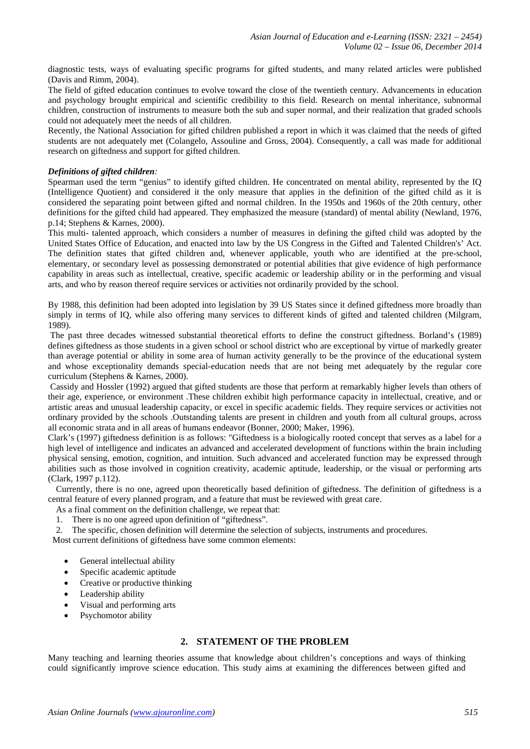diagnostic tests, ways of evaluating specific programs for gifted students, and many related articles were published (Davis and Rimm, 2004).

The field of gifted education continues to evolve toward the close of the twentieth century. Advancements in education and psychology brought empirical and scientific credibility to this field. Research on mental inheritance, subnormal children, construction of instruments to measure both the sub and super normal, and their realization that graded schools could not adequately meet the needs of all children.

Recently, the National Association for gifted children published a report in which it was claimed that the needs of gifted students are not adequately met (Colangelo, Assouline and Gross, 2004). Consequently, a call was made for additional research on giftedness and support for gifted children.

***Definitions of gifted children:***

Spearman used the term "genius" to identify gifted children. He concentrated on mental ability, represented by the IQ (Intelligence Quotient) and considered it the only measure that applies in the definition of the gifted child as it is considered the separating point between gifted and normal children. In the 1950s and 1960s of the 20th century, other definitions for the gifted child had appeared. They emphasized the measure (standard) of mental ability (Newland, 1976, p.14; Stephens & Karnes, 2000).

This multi- talented approach, which considers a number of measures in defining the gifted child was adopted by the United States Office of Education, and enacted into law by the US Congress in the Gifted and Talented Children's' Act. The definition states that gifted children and, whenever applicable, youth who are identified at the pre-school, elementary, or secondary level as possessing demonstrated or potential abilities that give evidence of high performance capability in areas such as intellectual, creative, specific academic or leadership ability or in the performing and visual arts, and who by reason thereof require services or activities not ordinarily provided by the school.

By 1988, this definition had been adopted into legislation by 39 US States since it defined giftedness more broadly than simply in terms of IQ, while also offering many services to different kinds of gifted and talented children (Milgram, 1989).

The past three decades witnessed substantial theoretical efforts to define the construct giftedness. Borland's (1989) defines giftedness as those students in a given school or school district who are exceptional by virtue of markedly greater than average potential or ability in some area of human activity generally to be the province of the educational system and whose exceptionality demands special-education needs that are not being met adequately by the regular core curriculum (Stephens & Karnes, 2000).

Cassidy and Hossler (1992) argued that gifted students are those that perform at remarkably higher levels than others of their age, experience, or environment .These children exhibit high performance capacity in intellectual, creative, and or artistic areas and unusual leadership capacity, or excel in specific academic fields. They require services or activities not ordinary provided by the schools .Outstanding talents are present in children and youth from all cultural groups, across all economic strata and in all areas of humans endeavor (Bonner, 2000; Maker, 1996).

Clark's (1997) giftedness definition is as follows: "Giftedness is a biologically rooted concept that serves as a label for a high level of intelligence and indicates an advanced and accelerated development of functions within the brain including physical sensing, emotion, cognition, and intuition. Such advanced and accelerated function may be expressed through abilities such as those involved in cognition creativity, academic aptitude, leadership, or the visual or performing arts (Clark, 1997 p.112).

Currently, there is no one, agreed upon theoretically based definition of giftedness. The definition of giftedness is a central feature of every planned program, and a feature that must be reviewed with great care.

As a final comment on the definition challenge, we repeat that:

1. There is no one agreed upon definition of "giftedness".
2. The specific, chosen definition will determine the selection of subjects, instruments and procedures.

Most current definitions of giftedness have some common elements:

- General intellectual ability
- Specific academic aptitude
- Creative or productive thinking
- Leadership ability
- Visual and performing arts
- Psychomotor ability

## 2. STATEMENT OF THE PROBLEM

Many teaching and learning theories assume that knowledge about children's conceptions and ways of thinking could significantly improve science education. This study aims at examining the differences between gifted and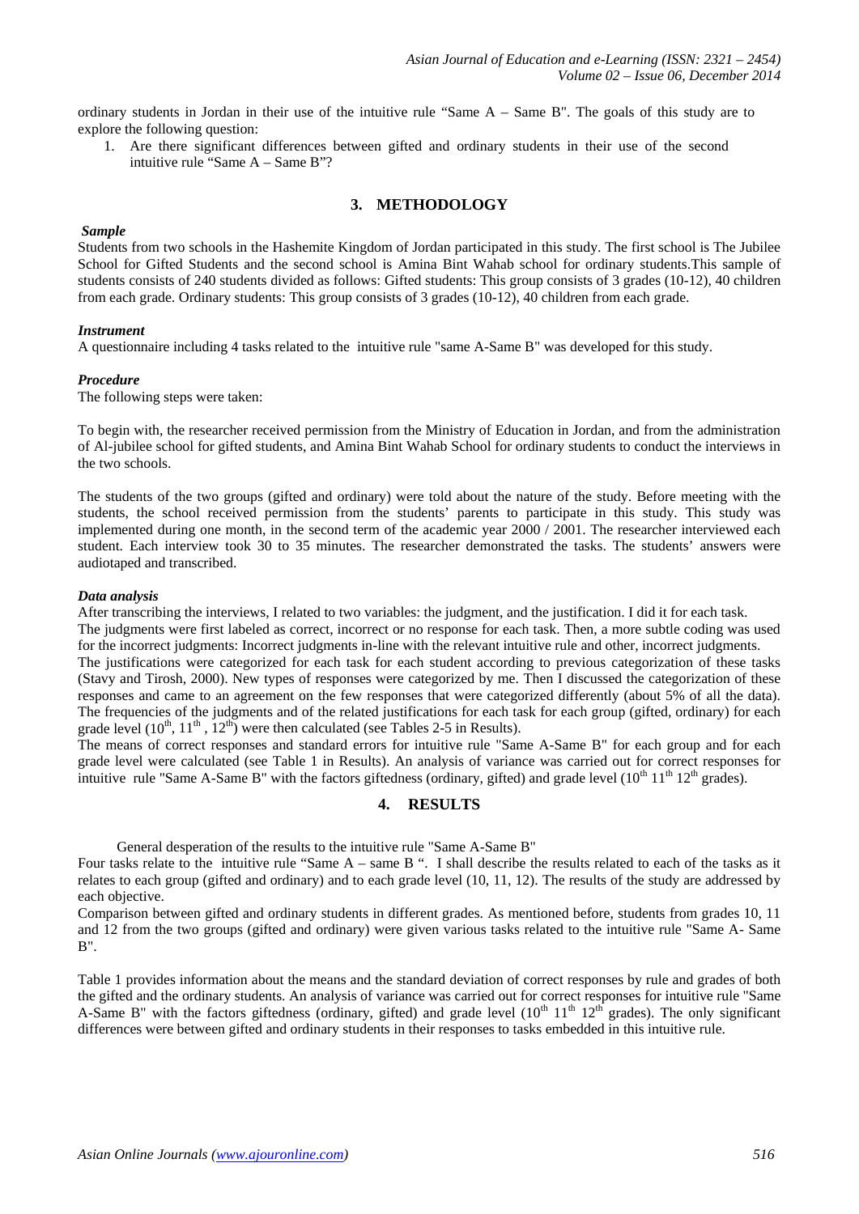ordinary students in Jordan in their use of the intuitive rule "Same A – Same B". The goals of this study are to explore the following question:

1. Are there significant differences between gifted and ordinary students in their use of the second intuitive rule "Same A – Same B"?

## 3. METHODOLOGY

***Sample***

Students from two schools in the Hashemite Kingdom of Jordan participated in this study. The first school is The Jubilee School for Gifted Students and the second school is Amina Bint Wahab school for ordinary students.This sample of students consists of 240 students divided as follows: Gifted students: This group consists of 3 grades (10-12), 40 children from each grade. Ordinary students: This group consists of 3 grades (10-12), 40 children from each grade.

***Instrument***

A questionnaire including 4 tasks related to the intuitive rule "same A-Same B" was developed for this study.

***Procedure***

The following steps were taken:

To begin with, the researcher received permission from the Ministry of Education in Jordan, and from the administration of Al-jubilee school for gifted students, and Amina Bint Wahab School for ordinary students to conduct the interviews in the two schools.

The students of the two groups (gifted and ordinary) were told about the nature of the study. Before meeting with the students, the school received permission from the students' parents to participate in this study. This study was implemented during one month, in the second term of the academic year 2000 / 2001. The researcher interviewed each student. Each interview took 30 to 35 minutes. The researcher demonstrated the tasks. The students' answers were audiotaped and transcribed.

***Data analysis***

After transcribing the interviews, I related to two variables: the judgment, and the justification. I did it for each task.

The judgments were first labeled as correct, incorrect or no response for each task. Then, a more subtle coding was used for the incorrect judgments: Incorrect judgments in-line with the relevant intuitive rule and other, incorrect judgments.

The justifications were categorized for each task for each student according to previous categorization of these tasks (Stavy and Tirosh, 2000). New types of responses were categorized by me. Then I discussed the categorization of these responses and came to an agreement on the few responses that were categorized differently (about 5% of all the data). The frequencies of the judgments and of the related justifications for each task for each group (gifted, ordinary) for each grade level ($10^{th}$, $11^{th}$, $12^{th}$) were then calculated (see Tables 2-5 in Results).

The means of correct responses and standard errors for intuitive rule "Same A-Same B" for each group and for each grade level were calculated (see Table 1 in Results). An analysis of variance was carried out for correct responses for intuitive rule "Same A-Same B" with the factors giftedness (ordinary, gifted) and grade level ($10^{th}$ $11^{th}$ $12^{th}$ grades).

## 4. RESULTS

General desperation of the results to the intuitive rule "Same A-Same B"

Four tasks relate to the intuitive rule "Same A – same B ". I shall describe the results related to each of the tasks as it relates to each group (gifted and ordinary) and to each grade level (10, 11, 12). The results of the study are addressed by each objective.

Comparison between gifted and ordinary students in different grades. As mentioned before, students from grades 10, 11 and 12 from the two groups (gifted and ordinary) were given various tasks related to the intuitive rule "Same A- Same B".

Table 1 provides information about the means and the standard deviation of correct responses by rule and grades of both the gifted and the ordinary students. An analysis of variance was carried out for correct responses for intuitive rule "Same A-Same B" with the factors giftedness (ordinary, gifted) and grade level ($10^{th}$ $11^{th}$ $12^{th}$ grades). The only significant differences were between gifted and ordinary students in their responses to tasks embedded in this intuitive rule.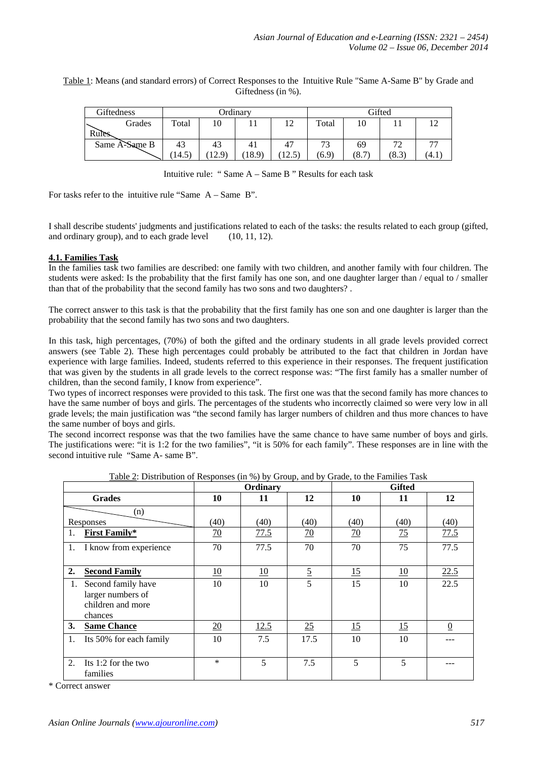Table 1: Means (and standard errors) of Correct Responses to the Intuitive Rule "Same A-Same B" by Grade and Giftedness (in %).

| Giftedness | Ordinary | | | | Gifted | | | |
|---|---|---|---|---|---|---|---|---|
| Grades / Rules | Total | 10 | 11 | 12 | Total | 10 | 11 | 12 |
| Same A-Same B | 43 (14.5) | 43 (12.9) | 41 (18.9) | 47 (12.5) | 73 (6.9) | 69 (8.7) | 72 (8.3) | 77 (4.1) |

Intuitive rule: " Same A – Same B " Results for each task

For tasks refer to the intuitive rule "Same A – Same B".

I shall describe students' judgments and justifications related to each of the tasks: the results related to each group (gifted, and ordinary group), and to each grade level (10, 11, 12).

### 4.1. Families Task

In the families task two families are described: one family with two children, and another family with four children. The students were asked: Is the probability that the first family has one son, and one daughter larger than / equal to / smaller than that of the probability that the second family has two sons and two daughters? .

The correct answer to this task is that the probability that the first family has one son and one daughter is larger than the probability that the second family has two sons and two daughters.

In this task, high percentages, (70%) of both the gifted and the ordinary students in all grade levels provided correct answers (see Table 2). These high percentages could probably be attributed to the fact that children in Jordan have experience with large families. Indeed, students referred to this experience in their responses. The frequent justification that was given by the students in all grade levels to the correct response was: "The first family has a smaller number of children, than the second family, I know from experience".

Two types of incorrect responses were provided to this task. The first one was that the second family has more chances to have the same number of boys and girls. The percentages of the students who incorrectly claimed so were very low in all grade levels; the main justification was "the second family has larger numbers of children and thus more chances to have the same number of boys and girls.

The second incorrect response was that the two families have the same chance to have same number of boys and girls. The justifications were: "it is 1:2 for the two families", "it is 50% for each family". These responses are in line with the second intuitive rule "Same A- same B".

Table 2: Distribution of Responses (in %) by Group, and by Grade, to the Families Task

| | Ordinary | | | Gifted | | |
|---|---|---|---|---|---|---|
| **Grades** | **10** | **11** | **12** | **10** | **11** | **12** |
| Responses (n) | (40) | (40) | (40) | (40) | (40) | (40) |
| 1. **First Family*** | 70 | 77.5 | 70 | 70 | 75 | 77.5 |
| 1. I know from experience | 70 | 77.5 | 70 | 70 | 75 | 77.5 |
| 2. **Second Family** | 10 | 10 | 5 | 15 | 10 | 22.5 |
| 1. Second family have larger numbers of children and more chances | 10 | 10 | 5 | 15 | 10 | 22.5 |
| 3. **Same Chance** | 20 | 12.5 | 25 | 15 | 15 | 0 |
| 1. Its 50% for each family | 10 | 7.5 | 17.5 | 10 | 10 | --- |
| 2. Its 1:2 for the two families | * | 5 | 7.5 | 5 | 5 | --- |

* Correct answer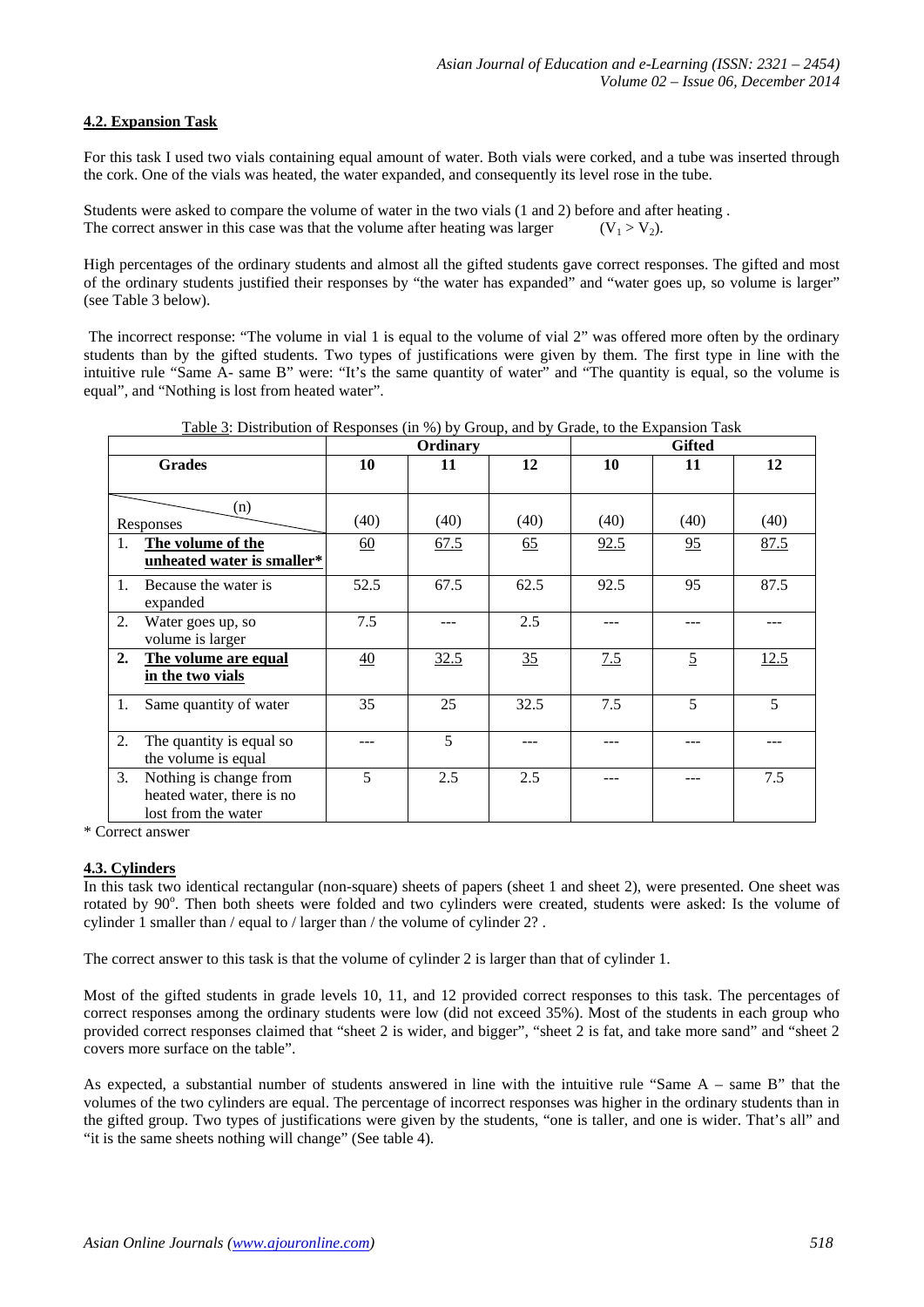#### 4.2. Expansion Task

For this task I used two vials containing equal amount of water. Both vials were corked, and a tube was inserted through the cork. One of the vials was heated, the water expanded, and consequently its level rose in the tube.

Students were asked to compare the volume of water in the two vials (1 and 2) before and after heating . The correct answer in this case was that the volume after heating was larger ($V_1 > V_2$).

High percentages of the ordinary students and almost all the gifted students gave correct responses. The gifted and most of the ordinary students justified their responses by "the water has expanded" and "water goes up, so volume is larger" (see Table 3 below).

The incorrect response: "The volume in vial 1 is equal to the volume of vial 2" was offered more often by the ordinary students than by the gifted students. Two types of justifications were given by them. The first type in line with the intuitive rule "Same A- same B" were: "It's the same quantity of water" and "The quantity is equal, so the volume is equal", and "Nothing is lost from heated water".

Table 3: Distribution of Responses (in %) by Group, and by Grade, to the Expansion Task

| | Ordinary | | | Gifted | | |
|---|---|---|---|---|---|---|
| **Grades** | **10** | **11** | **12** | **10** | **11** | **12** |
| (n) Responses | (40) | (40) | (40) | (40) | (40) | (40) |
| 1. **The volume of the unheated water is smaller*** | 60 | 67.5 | 65 | 92.5 | 95 | 87.5 |
| 1. Because the water is expanded | 52.5 | 67.5 | 62.5 | 92.5 | 95 | 87.5 |
| 2. Water goes up, so volume is larger | 7.5 | --- | 2.5 | --- | --- | --- |
| 2. **The volume are equal in the two vials** | 40 | 32.5 | 35 | 7.5 | 5 | 12.5 |
| 1. Same quantity of water | 35 | 25 | 32.5 | 7.5 | 5 | 5 |
| 2. The quantity is equal so the volume is equal | --- | 5 | --- | --- | --- | --- |
| 3. Nothing is change from heated water, there is no lost from the water | 5 | 2.5 | 2.5 | --- | --- | 7.5 |

\* Correct answer

#### 4.3. Cylinders

In this task two identical rectangular (non-square) sheets of papers (sheet 1 and sheet 2), were presented. One sheet was rotated by 90°. Then both sheets were folded and two cylinders were created, students were asked: Is the volume of cylinder 1 smaller than / equal to / larger than / the volume of cylinder 2? .

The correct answer to this task is that the volume of cylinder 2 is larger than that of cylinder 1.

Most of the gifted students in grade levels 10, 11, and 12 provided correct responses to this task. The percentages of correct responses among the ordinary students were low (did not exceed 35%). Most of the students in each group who provided correct responses claimed that "sheet 2 is wider, and bigger", "sheet 2 is fat, and take more sand" and "sheet 2 covers more surface on the table".

As expected, a substantial number of students answered in line with the intuitive rule "Same A – same B" that the volumes of the two cylinders are equal. The percentage of incorrect responses was higher in the ordinary students than in the gifted group. Two types of justifications were given by the students, "one is taller, and one is wider. That's all" and "it is the same sheets nothing will change" (See table 4).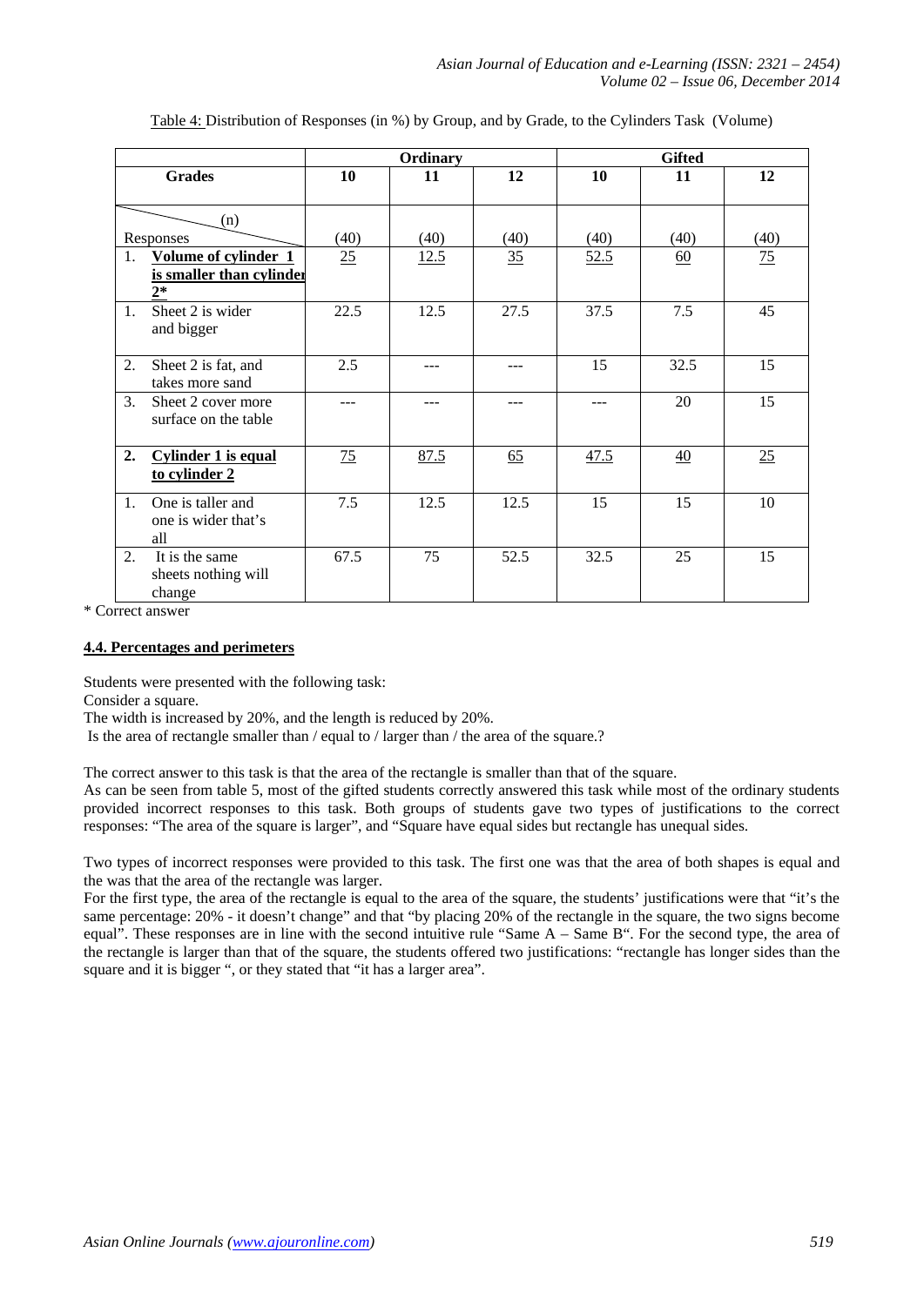Table 4: Distribution of Responses (in %) by Group, and by Grade, to the Cylinders Task (Volume)

| | Ordinary | | | Gifted | | |
|---|---|---|---|---|---|---|
| **Grades** | **10** | **11** | **12** | **10** | **11** | **12** |
| (n) Responses | (40) | (40) | (40) | (40) | (40) | (40) |
| 1. **Volume of cylinder 1 is smaller than cylinder 2*** | 25 | 12.5 | 35 | 52.5 | 60 | 75 |
| 1. Sheet 2 is wider and bigger | 22.5 | 12.5 | 27.5 | 37.5 | 7.5 | 45 |
| 2. Sheet 2 is fat, and takes more sand | 2.5 | --- | --- | 15 | 32.5 | 15 |
| 3. Sheet 2 cover more surface on the table | --- | --- | --- | --- | 20 | 15 |
| **2. Cylinder 1 is equal to cylinder 2** | 75 | 87.5 | 65 | 47.5 | 40 | 25 |
| 1. One is taller and one is wider that's all | 7.5 | 12.5 | 12.5 | 15 | 15 | 10 |
| 2. It is the same sheets nothing will change | 67.5 | 75 | 52.5 | 32.5 | 25 | 15 |

\* Correct answer

### 4.4. Percentages and perimeters

Students were presented with the following task:

Consider a square.

The width is increased by 20%, and the length is reduced by 20%.

Is the area of rectangle smaller than / equal to / larger than / the area of the square.?

The correct answer to this task is that the area of the rectangle is smaller than that of the square.

As can be seen from table 5, most of the gifted students correctly answered this task while most of the ordinary students provided incorrect responses to this task. Both groups of students gave two types of justifications to the correct responses: "The area of the square is larger", and "Square have equal sides but rectangle has unequal sides.

Two types of incorrect responses were provided to this task. The first one was that the area of both shapes is equal and the was that the area of the rectangle was larger.

For the first type, the area of the rectangle is equal to the area of the square, the students' justifications were that "it's the same percentage: 20% - it doesn't change" and that "by placing 20% of the rectangle in the square, the two signs become equal". These responses are in line with the second intuitive rule "Same A – Same B". For the second type, the area of the rectangle is larger than that of the square, the students offered two justifications: "rectangle has longer sides than the square and it is bigger ", or they stated that "it has a larger area".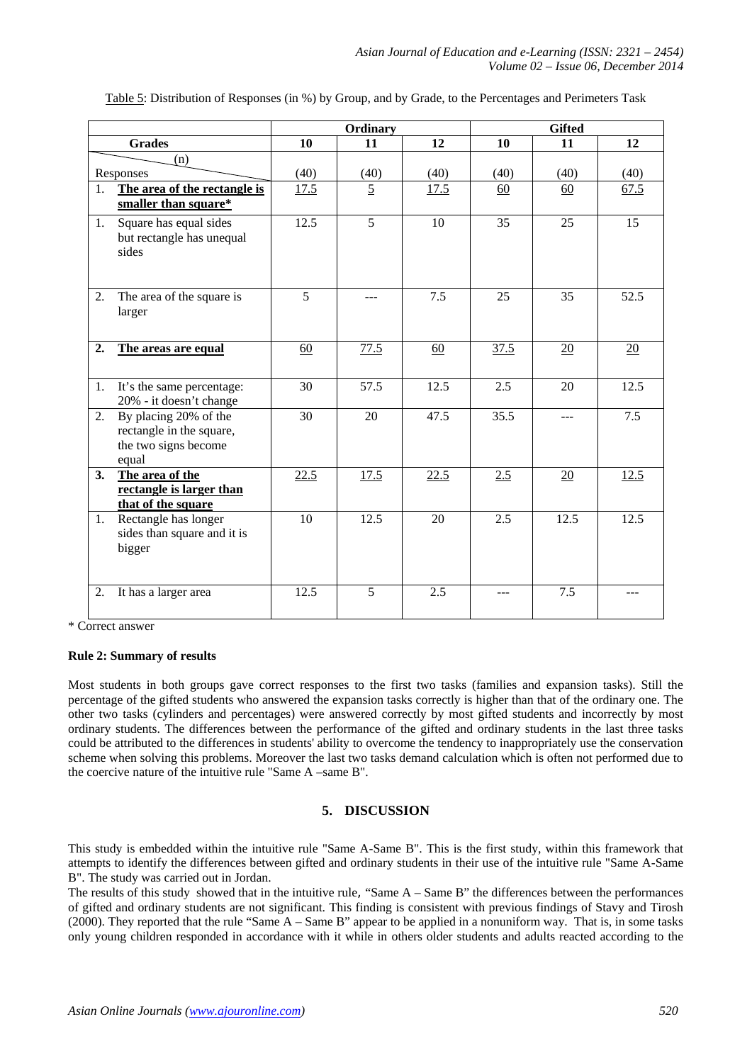Table 5: Distribution of Responses (in %) by Group, and by Grade, to the Percentages and Perimeters Task

| | Ordinary | | | Gifted | | |
|---|---|---|---|---|---|---|
| **Grades** | **10** | **11** | **12** | **10** | **11** | **12** |
| (n) Responses | (40) | (40) | (40) | (40) | (40) | (40) |
| 1. **The area of the rectangle is smaller than square*** | 17.5 | 5 | 17.5 | 60 | 60 | 67.5 |
| 1. Square has equal sides but rectangle has unequal sides | 12.5 | 5 | 10 | 35 | 25 | 15 |
| 2. The area of the square is larger | 5 | --- | 7.5 | 25 | 35 | 52.5 |
| **2. The areas are equal** | 60 | 77.5 | 60 | 37.5 | 20 | 20 |
| 1. It's the same percentage: 20% - it doesn't change | 30 | 57.5 | 12.5 | 2.5 | 20 | 12.5 |
| 2. By placing 20% of the rectangle in the square, the two signs become equal | 30 | 20 | 47.5 | 35.5 | --- | 7.5 |
| **3. The area of the rectangle is larger than that of the square** | 22.5 | 17.5 | 22.5 | 2.5 | 20 | 12.5 |
| 1. Rectangle has longer sides than square and it is bigger | 10 | 12.5 | 20 | 2.5 | 12.5 | 12.5 |
| 2. It has a larger area | 12.5 | 5 | 2.5 | --- | 7.5 | --- |

* Correct answer

**Rule 2: Summary of results**

Most students in both groups gave correct responses to the first two tasks (families and expansion tasks). Still the percentage of the gifted students who answered the expansion tasks correctly is higher than that of the ordinary one. The other two tasks (cylinders and percentages) were answered correctly by most gifted students and incorrectly by most ordinary students. The differences between the performance of the gifted and ordinary students in the last three tasks could be attributed to the differences in students' ability to overcome the tendency to inappropriately use the conservation scheme when solving this problems. Moreover the last two tasks demand calculation which is often not performed due to the coercive nature of the intuitive rule "Same A –same B".

## 5. DISCUSSION

This study is embedded within the intuitive rule "Same A-Same B". This is the first study, within this framework that attempts to identify the differences between gifted and ordinary students in their use of the intuitive rule "Same A-Same B". The study was carried out in Jordan.

The results of this study showed that in the intuitive rule, "Same A – Same B" the differences between the performances of gifted and ordinary students are not significant. This finding is consistent with previous findings of Stavy and Tirosh (2000). They reported that the rule "Same A – Same B" appear to be applied in a nonuniform way. That is, in some tasks only young children responded in accordance with it while in others older students and adults reacted according to the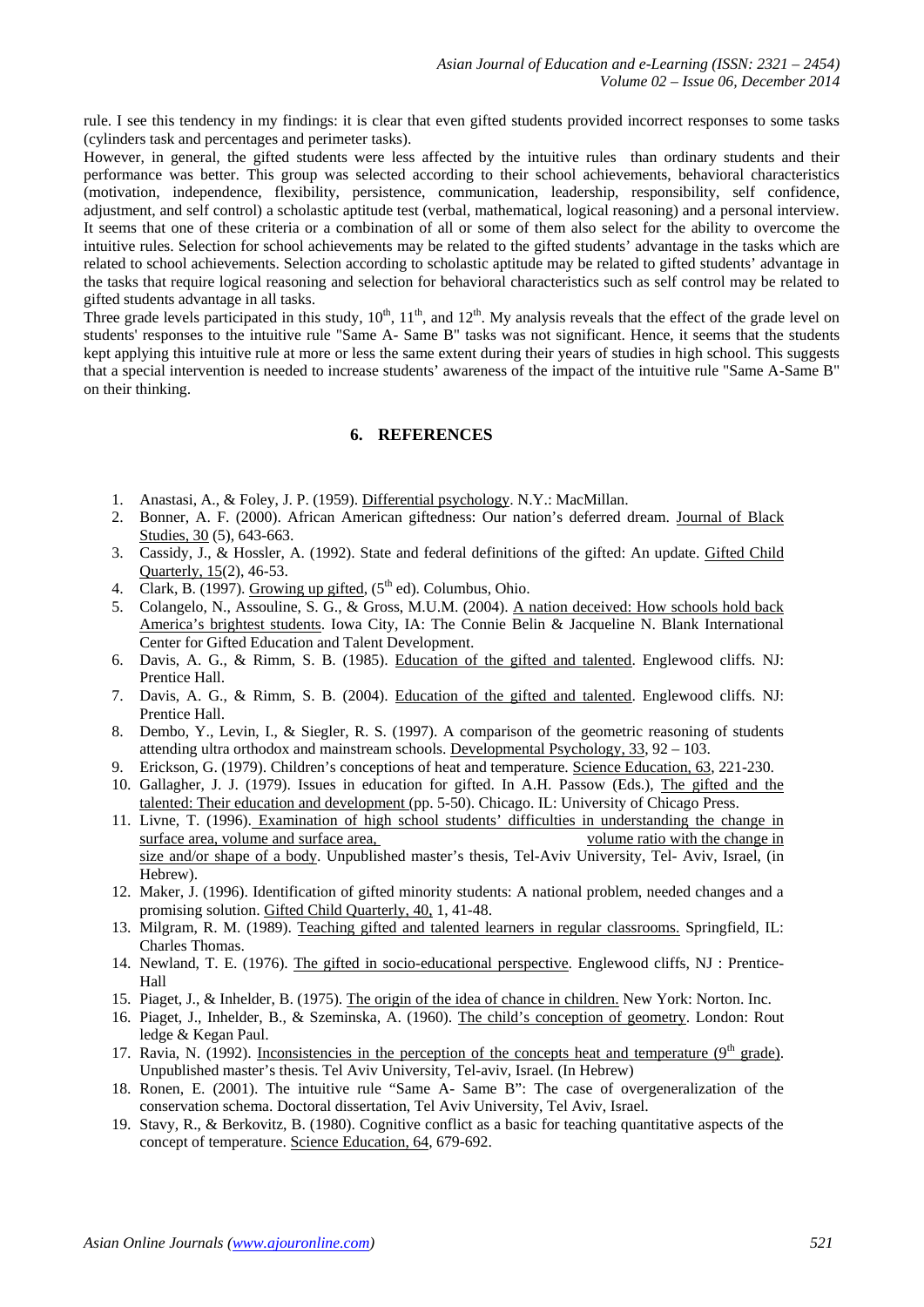rule. I see this tendency in my findings: it is clear that even gifted students provided incorrect responses to some tasks (cylinders task and percentages and perimeter tasks).

However, in general, the gifted students were less affected by the intuitive rules than ordinary students and their performance was better. This group was selected according to their school achievements, behavioral characteristics (motivation, independence, flexibility, persistence, communication, leadership, responsibility, self confidence, adjustment, and self control) a scholastic aptitude test (verbal, mathematical, logical reasoning) and a personal interview. It seems that one of these criteria or a combination of all or some of them also select for the ability to overcome the intuitive rules. Selection for school achievements may be related to the gifted students' advantage in the tasks which are related to school achievements. Selection according to scholastic aptitude may be related to gifted students' advantage in the tasks that require logical reasoning and selection for behavioral characteristics such as self control may be related to gifted students advantage in all tasks.

Three grade levels participated in this study, $10^{th}$, $11^{th}$, and $12^{th}$. My analysis reveals that the effect of the grade level on students' responses to the intuitive rule "Same A- Same B" tasks was not significant. Hence, it seems that the students kept applying this intuitive rule at more or less the same extent during their years of studies in high school. This suggests that a special intervention is needed to increase students' awareness of the impact of the intuitive rule "Same A-Same B" on their thinking.

## 6. REFERENCES

1. Anastasi, A., & Foley, J. P. (1959). Differential psychology. N.Y.: MacMillan.
2. Bonner, A. F. (2000). African American giftedness: Our nation's deferred dream. Journal of Black Studies, 30 (5), 643-663.
3. Cassidy, J., & Hossler, A. (1992). State and federal definitions of the gifted: An update. Gifted Child Quarterly, 15(2), 46-53.
4. Clark, B. (1997). Growing up gifted, ($5^{th}$ ed). Columbus, Ohio.
5. Colangelo, N., Assouline, S. G., & Gross, M.U.M. (2004). A nation deceived: How schools hold back America's brightest students. Iowa City, IA: The Connie Belin & Jacqueline N. Blank International Center for Gifted Education and Talent Development.
6. Davis, A. G., & Rimm, S. B. (1985). Education of the gifted and talented. Englewood cliffs. NJ: Prentice Hall.
7. Davis, A. G., & Rimm, S. B. (2004). Education of the gifted and talented. Englewood cliffs. NJ: Prentice Hall.
8. Dembo, Y., Levin, I., & Siegler, R. S. (1997). A comparison of the geometric reasoning of students attending ultra orthodox and mainstream schools. Developmental Psychology, 33, 92 – 103.
9. Erickson, G. (1979). Children's conceptions of heat and temperature. Science Education, 63, 221-230.
10. Gallagher, J. J. (1979). Issues in education for gifted. In A.H. Passow (Eds.), The gifted and the talented: Their education and development (pp. 5-50). Chicago. IL: University of Chicago Press.
11. Livne, T. (1996). Examination of high school students' difficulties in understanding the change in surface area, volume and surface area, volume ratio with the change in size and/or shape of a body. Unpublished master's thesis, Tel-Aviv University, Tel- Aviv, Israel, (in Hebrew).
12. Maker, J. (1996). Identification of gifted minority students: A national problem, needed changes and a promising solution. Gifted Child Quarterly, 40, 1, 41-48.
13. Milgram, R. M. (1989). Teaching gifted and talented learners in regular classrooms. Springfield, IL: Charles Thomas.
14. Newland, T. E. (1976). The gifted in socio-educational perspective. Englewood cliffs, NJ : Prentice-Hall
15. Piaget, J., & Inhelder, B. (1975). The origin of the idea of chance in children. New York: Norton. Inc.
16. Piaget, J., Inhelder, B., & Szeminska, A. (1960). The child's conception of geometry. London: Rout ledge & Kegan Paul.
17. Ravia, N. (1992). Inconsistencies in the perception of the concepts heat and temperature ($9^{th}$ grade). Unpublished master's thesis. Tel Aviv University, Tel-aviv, Israel. (In Hebrew)
18. Ronen, E. (2001). The intuitive rule "Same A- Same B": The case of overgeneralization of the conservation schema. Doctoral dissertation, Tel Aviv University, Tel Aviv, Israel.
19. Stavy, R., & Berkovitz, B. (1980). Cognitive conflict as a basic for teaching quantitative aspects of the concept of temperature. Science Education, 64, 679-692.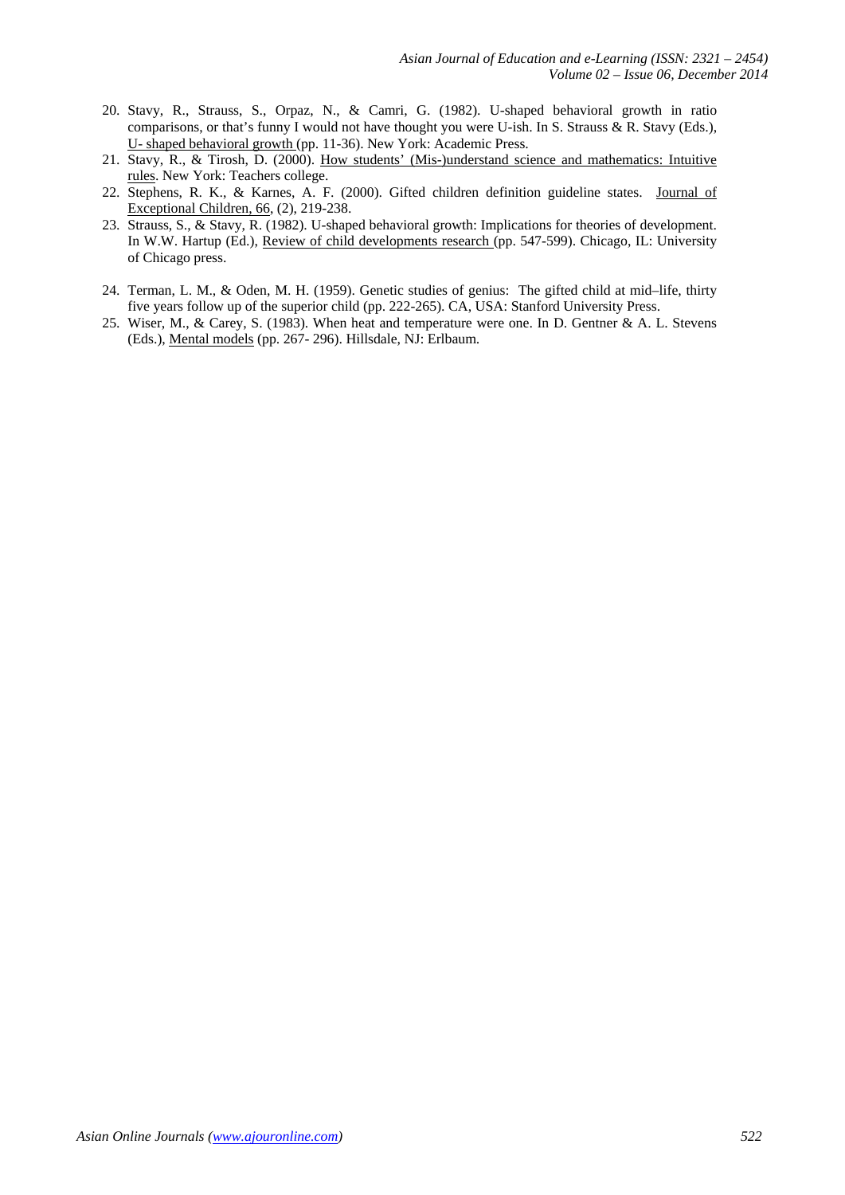20. Stavy, R., Strauss, S., Orpaz, N., & Camri, G. (1982). U-shaped behavioral growth in ratio comparisons, or that's funny I would not have thought you were U-ish. In S. Strauss & R. Stavy (Eds.), U- shaped behavioral growth (pp. 11-36). New York: Academic Press.
21. Stavy, R., & Tirosh, D. (2000). How students' (Mis-)understand science and mathematics: Intuitive rules. New York: Teachers college.
22. Stephens, R. K., & Karnes, A. F. (2000). Gifted children definition guideline states. Journal of Exceptional Children, 66, (2), 219-238.
23. Strauss, S., & Stavy, R. (1982). U-shaped behavioral growth: Implications for theories of development. In W.W. Hartup (Ed.), Review of child developments research (pp. 547-599). Chicago, IL: University of Chicago press.
24. Terman, L. M., & Oden, M. H. (1959). Genetic studies of genius: The gifted child at mid–life, thirty five years follow up of the superior child (pp. 222-265). CA, USA: Stanford University Press.
25. Wiser, M., & Carey, S. (1983). When heat and temperature were one. In D. Gentner & A. L. Stevens (Eds.), Mental models (pp. 267- 296). Hillsdale, NJ: Erlbaum.